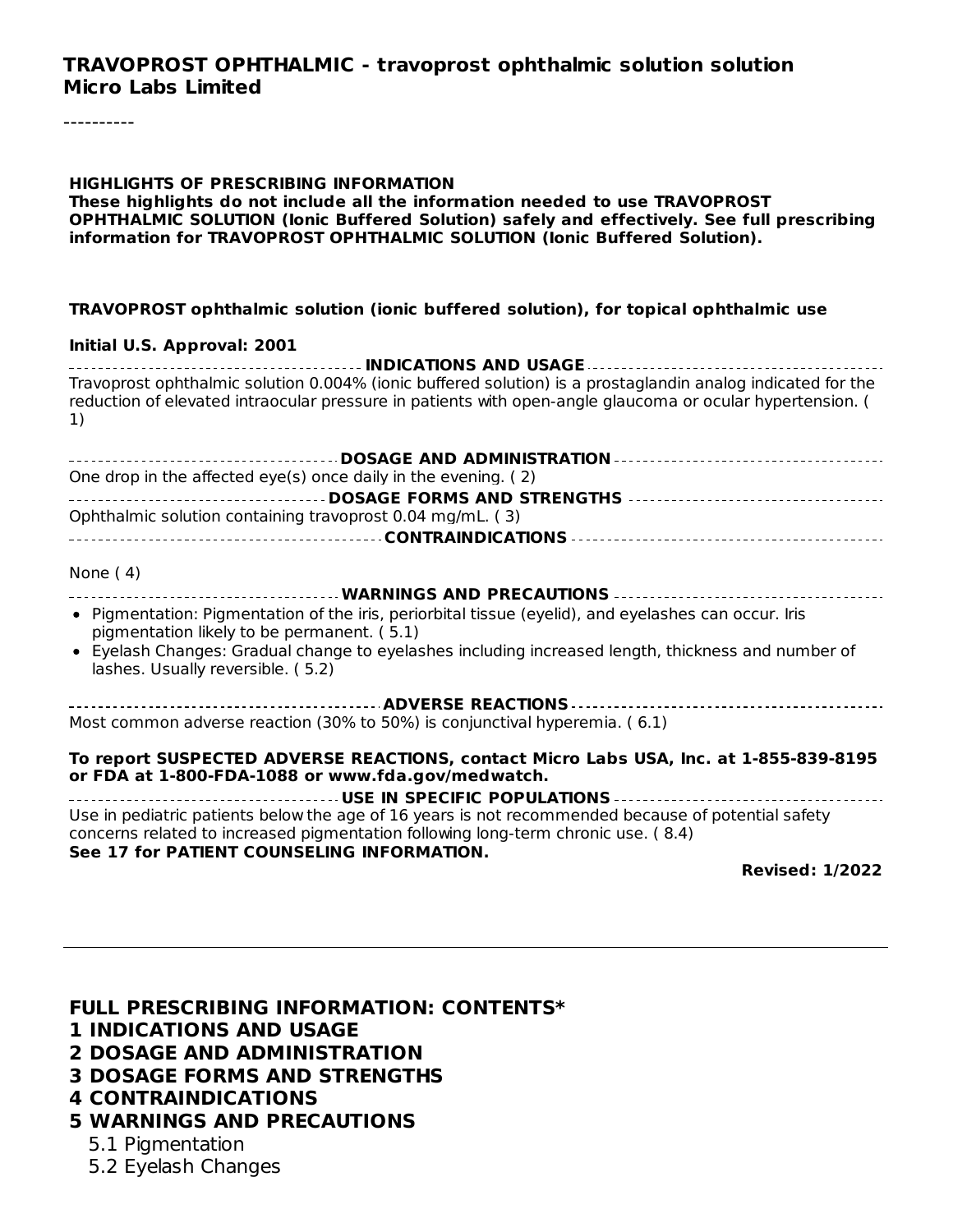# TRAVOPROST OPHTHALMIC - travoprost ophthalmic solution solution

**Micro Labs Limited**

----------

**HIGHLIGHTS OF PRESCRIBING INFORMATION**

**These highlights do not include all the information needed to use TRAVOPROST OPHTHALMIC SOLUTION (Ionic Buffered Solution) safely and effectively. See full prescribing information for TRAVOPROST OPHTHALMIC SOLUTION (Ionic Buffered Solution).**

**TRAVOPROST ophthalmic solution (ionic buffered solution), for topical ophthalmic use**

**Initial U.S. Approval: 2001**

**INDICATIONS AND USAGE**

Travoprost ophthalmic solution 0.004% (ionic buffered solution) is a prostaglandin analog indicated for the reduction of elevated intraocular pressure in patients with open-angle glaucoma or ocular hypertension. ( 1)

**DOSAGE AND ADMINISTRATION**

One drop in the affected eye(s) once daily in the evening. ( 2)

**DOSAGE FORMS AND STRENGTHS**

Ophthalmic solution containing travoprost 0.04 mg/mL. ( 3)

**CONTRAINDICATIONS**

None ( 4)

**WARNINGS AND PRECAUTIONS**

- Pigmentation: Pigmentation of the iris, periorbital tissue (eyelid), and eyelashes can occur. Iris pigmentation likely to be permanent. ( 5.1)
- Eyelash Changes: Gradual change to eyelashes including increased length, thickness and number of lashes. Usually reversible. ( 5.2)

**ADVERSE REACTIONS**

Most common adverse reaction (30% to 50%) is conjunctival hyperemia. ( 6.1)

**To report SUSPECTED ADVERSE REACTIONS, contact Micro Labs USA, Inc. at 1-855-839-8195 or FDA at 1-800-FDA-1088 or www.fda.gov/medwatch.**

**USE IN SPECIFIC POPULATIONS**

Use in pediatric patients below the age of 16 years is not recommended because of potential safety concerns related to increased pigmentation following long-term chronic use. ( 8.4)

**See 17 for PATIENT COUNSELING INFORMATION.**

**Revised: 1/2022**

---

## FULL PRESCRIBING INFORMATION: CONTENTS*

**1 INDICATIONS AND USAGE**

**2 DOSAGE AND ADMINISTRATION**

**3 DOSAGE FORMS AND STRENGTHS**

**4 CONTRAINDICATIONS**

**5 WARNINGS AND PRECAUTIONS**

5.1 Pigmentation

5.2 Eyelash Changes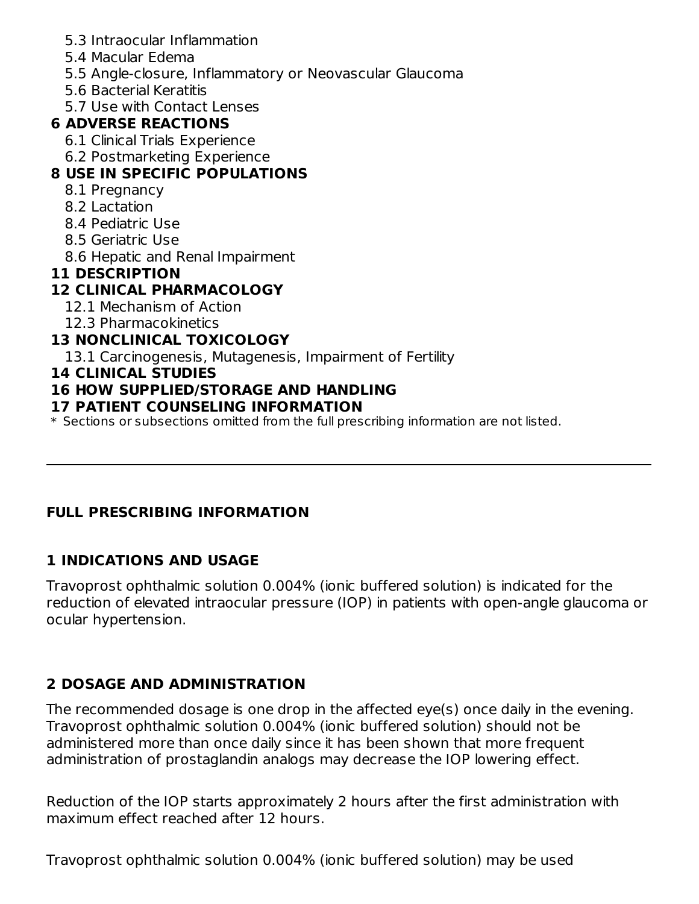- 5.3 Intraocular Inflammation
- 5.4 Macular Edema
- 5.5 Angle-closure, Inflammatory or Neovascular Glaucoma
- 5.6 Bacterial Keratitis
- 5.7 Use with Contact Lenses

**6 ADVERSE REACTIONS**

- 6.1 Clinical Trials Experience
- 6.2 Postmarketing Experience

**8 USE IN SPECIFIC POPULATIONS**

- 8.1 Pregnancy
- 8.2 Lactation
- 8.4 Pediatric Use
- 8.5 Geriatric Use
- 8.6 Hepatic and Renal Impairment

**11 DESCRIPTION**

**12 CLINICAL PHARMACOLOGY**

- 12.1 Mechanism of Action
- 12.3 Pharmacokinetics

**13 NONCLINICAL TOXICOLOGY**

- 13.1 Carcinogenesis, Mutagenesis, Impairment of Fertility

**14 CLINICAL STUDIES**

**16 HOW SUPPLIED/STORAGE AND HANDLING**

**17 PATIENT COUNSELING INFORMATION**

\* Sections or subsections omitted from the full prescribing information are not listed.

---

# FULL PRESCRIBING INFORMATION

## 1 INDICATIONS AND USAGE

Travoprost ophthalmic solution 0.004% (ionic buffered solution) is indicated for the reduction of elevated intraocular pressure (IOP) in patients with open-angle glaucoma or ocular hypertension.

## 2 DOSAGE AND ADMINISTRATION

The recommended dosage is one drop in the affected eye(s) once daily in the evening. Travoprost ophthalmic solution 0.004% (ionic buffered solution) should not be administered more than once daily since it has been shown that more frequent administration of prostaglandin analogs may decrease the IOP lowering effect.

Reduction of the IOP starts approximately 2 hours after the first administration with maximum effect reached after 12 hours.

Travoprost ophthalmic solution 0.004% (ionic buffered solution) may be used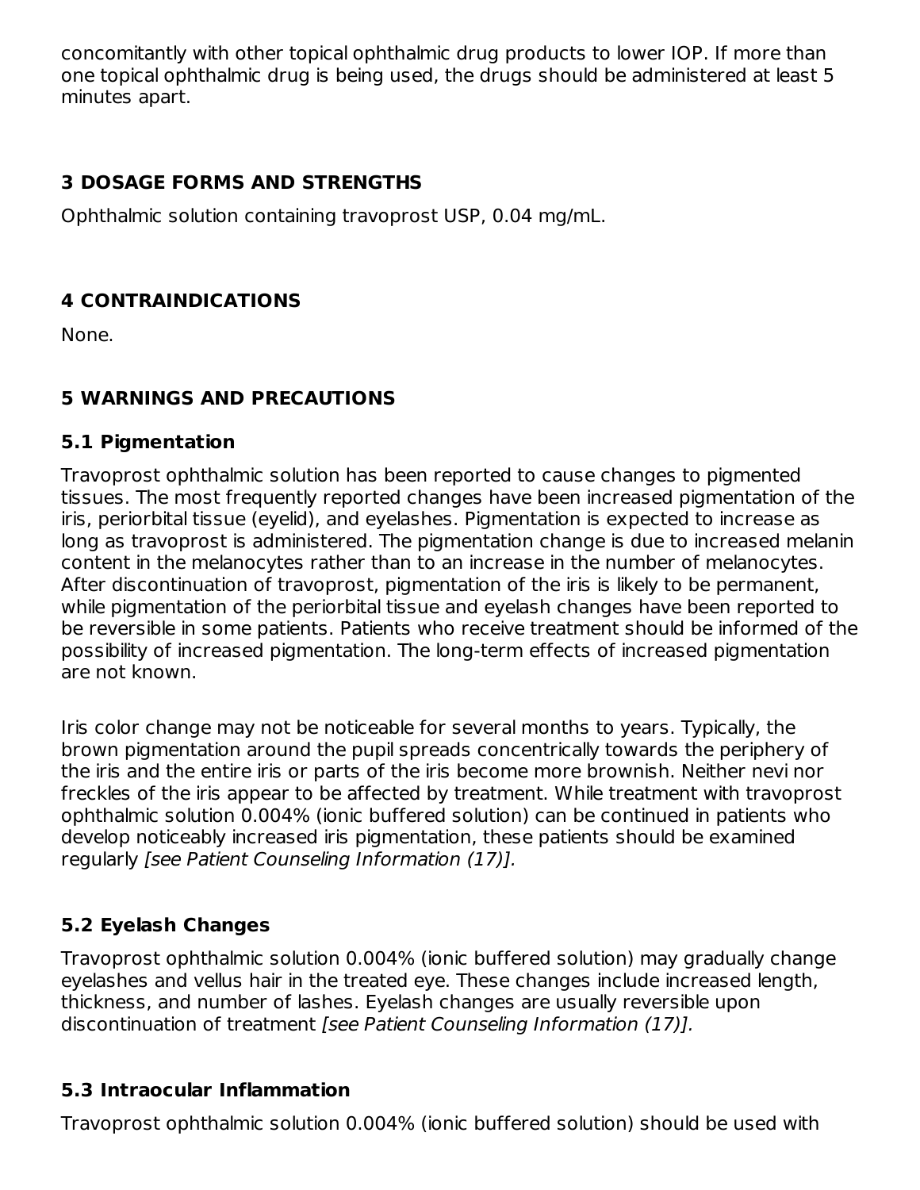concomitantly with other topical ophthalmic drug products to lower IOP. If more than one topical ophthalmic drug is being used, the drugs should be administered at least 5 minutes apart.

## 3 DOSAGE FORMS AND STRENGTHS

Ophthalmic solution containing travoprost USP, 0.04 mg/mL.

## 4 CONTRAINDICATIONS

None.

## 5 WARNINGS AND PRECAUTIONS

### 5.1 Pigmentation

Travoprost ophthalmic solution has been reported to cause changes to pigmented tissues. The most frequently reported changes have been increased pigmentation of the iris, periorbital tissue (eyelid), and eyelashes. Pigmentation is expected to increase as long as travoprost is administered. The pigmentation change is due to increased melanin content in the melanocytes rather than to an increase in the number of melanocytes. After discontinuation of travoprost, pigmentation of the iris is likely to be permanent, while pigmentation of the periorbital tissue and eyelash changes have been reported to be reversible in some patients. Patients who receive treatment should be informed of the possibility of increased pigmentation. The long-term effects of increased pigmentation are not known.

Iris color change may not be noticeable for several months to years. Typically, the brown pigmentation around the pupil spreads concentrically towards the periphery of the iris and the entire iris or parts of the iris become more brownish. Neither nevi nor freckles of the iris appear to be affected by treatment. While treatment with travoprost ophthalmic solution 0.004% (ionic buffered solution) can be continued in patients who develop noticeably increased iris pigmentation, these patients should be examined regularly *[see Patient Counseling Information (17)].*

### 5.2 Eyelash Changes

Travoprost ophthalmic solution 0.004% (ionic buffered solution) may gradually change eyelashes and vellus hair in the treated eye. These changes include increased length, thickness, and number of lashes. Eyelash changes are usually reversible upon discontinuation of treatment *[see Patient Counseling Information (17)].*

### 5.3 Intraocular Inflammation

Travoprost ophthalmic solution 0.004% (ionic buffered solution) should be used with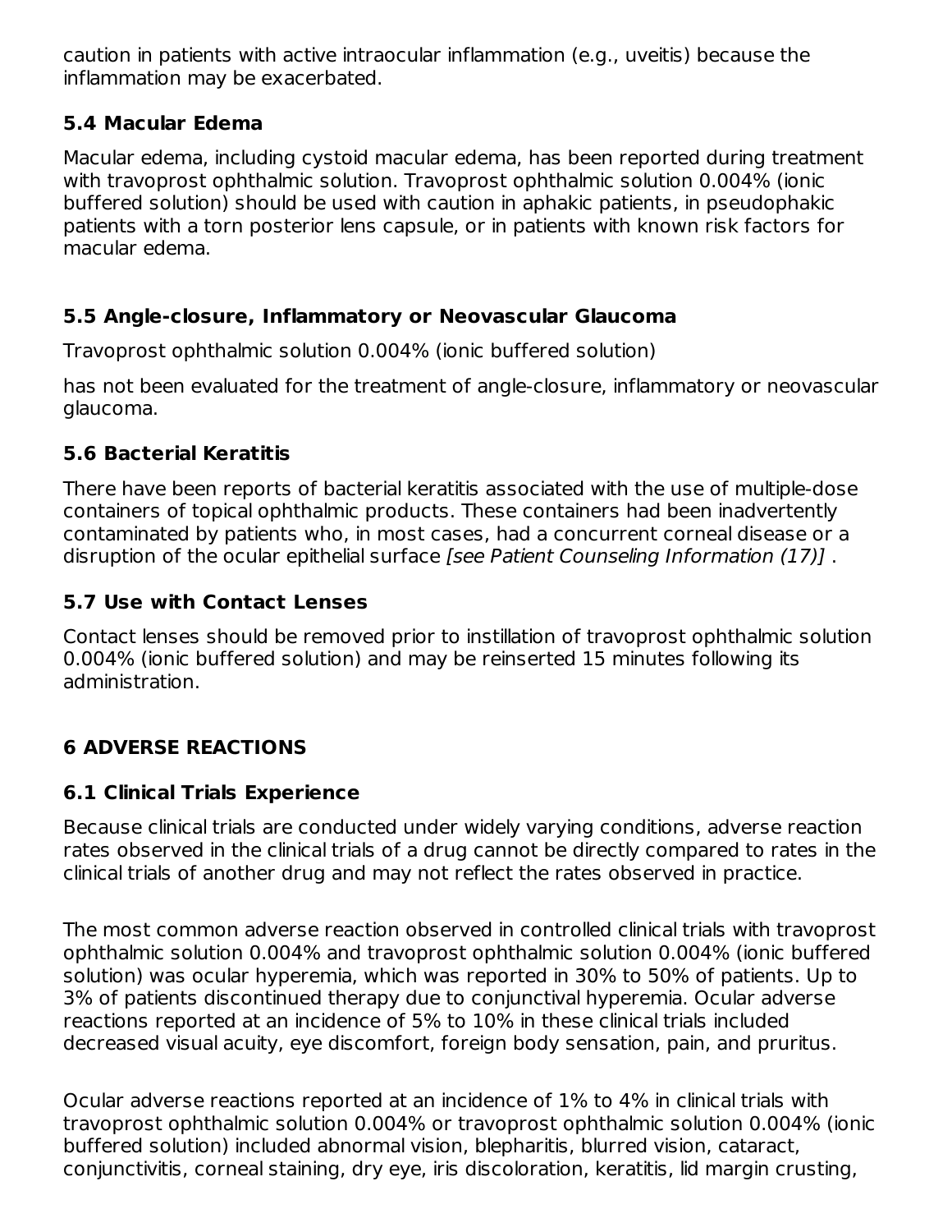caution in patients with active intraocular inflammation (e.g., uveitis) because the inflammation may be exacerbated.

### 5.4 Macular Edema

Macular edema, including cystoid macular edema, has been reported during treatment with travoprost ophthalmic solution. Travoprost ophthalmic solution 0.004% (ionic buffered solution) should be used with caution in aphakic patients, in pseudophakic patients with a torn posterior lens capsule, or in patients with known risk factors for macular edema.

### 5.5 Angle-closure, Inflammatory or Neovascular Glaucoma

Travoprost ophthalmic solution 0.004% (ionic buffered solution)

has not been evaluated for the treatment of angle-closure, inflammatory or neovascular glaucoma.

### 5.6 Bacterial Keratitis

There have been reports of bacterial keratitis associated with the use of multiple-dose containers of topical ophthalmic products. These containers had been inadvertently contaminated by patients who, in most cases, had a concurrent corneal disease or a disruption of the ocular epithelial surface *[see Patient Counseling Information (17)]* .

### 5.7 Use with Contact Lenses

Contact lenses should be removed prior to instillation of travoprost ophthalmic solution 0.004% (ionic buffered solution) and may be reinserted 15 minutes following its administration.

## 6 ADVERSE REACTIONS

### 6.1 Clinical Trials Experience

Because clinical trials are conducted under widely varying conditions, adverse reaction rates observed in the clinical trials of a drug cannot be directly compared to rates in the clinical trials of another drug and may not reflect the rates observed in practice.

The most common adverse reaction observed in controlled clinical trials with travoprost ophthalmic solution 0.004% and travoprost ophthalmic solution 0.004% (ionic buffered solution) was ocular hyperemia, which was reported in 30% to 50% of patients. Up to 3% of patients discontinued therapy due to conjunctival hyperemia. Ocular adverse reactions reported at an incidence of 5% to 10% in these clinical trials included decreased visual acuity, eye discomfort, foreign body sensation, pain, and pruritus.

Ocular adverse reactions reported at an incidence of 1% to 4% in clinical trials with travoprost ophthalmic solution 0.004% or travoprost ophthalmic solution 0.004% (ionic buffered solution) included abnormal vision, blepharitis, blurred vision, cataract, conjunctivitis, corneal staining, dry eye, iris discoloration, keratitis, lid margin crusting,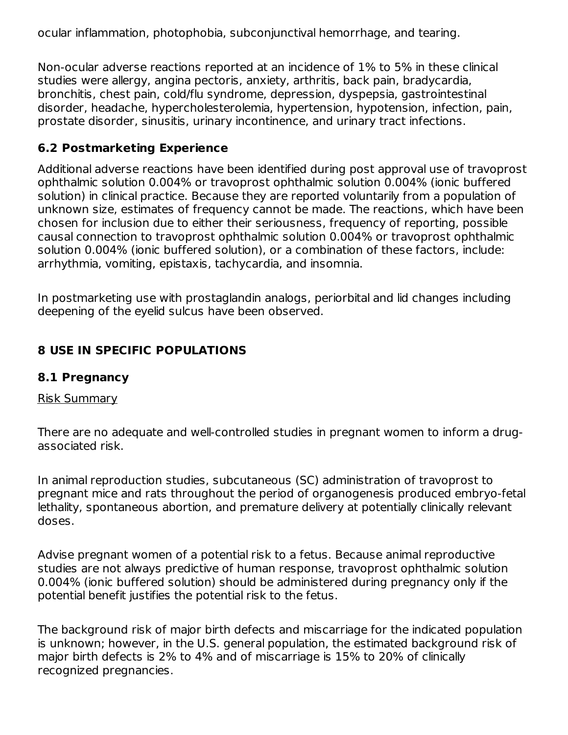ocular inflammation, photophobia, subconjunctival hemorrhage, and tearing.

Non-ocular adverse reactions reported at an incidence of 1% to 5% in these clinical studies were allergy, angina pectoris, anxiety, arthritis, back pain, bradycardia, bronchitis, chest pain, cold/flu syndrome, depression, dyspepsia, gastrointestinal disorder, headache, hypercholesterolemia, hypertension, hypotension, infection, pain, prostate disorder, sinusitis, urinary incontinence, and urinary tract infections.

### 6.2 Postmarketing Experience

Additional adverse reactions have been identified during post approval use of travoprost ophthalmic solution 0.004% or travoprost ophthalmic solution 0.004% (ionic buffered solution) in clinical practice. Because they are reported voluntarily from a population of unknown size, estimates of frequency cannot be made. The reactions, which have been chosen for inclusion due to either their seriousness, frequency of reporting, possible causal connection to travoprost ophthalmic solution 0.004% or travoprost ophthalmic solution 0.004% (ionic buffered solution), or a combination of these factors, include: arrhythmia, vomiting, epistaxis, tachycardia, and insomnia.

In postmarketing use with prostaglandin analogs, periorbital and lid changes including deepening of the eyelid sulcus have been observed.

## 8 USE IN SPECIFIC POPULATIONS

### 8.1 Pregnancy

Risk Summary

There are no adequate and well-controlled studies in pregnant women to inform a drug-associated risk.

In animal reproduction studies, subcutaneous (SC) administration of travoprost to pregnant mice and rats throughout the period of organogenesis produced embryo-fetal lethality, spontaneous abortion, and premature delivery at potentially clinically relevant doses.

Advise pregnant women of a potential risk to a fetus. Because animal reproductive studies are not always predictive of human response, travoprost ophthalmic solution 0.004% (ionic buffered solution) should be administered during pregnancy only if the potential benefit justifies the potential risk to the fetus.

The background risk of major birth defects and miscarriage for the indicated population is unknown; however, in the U.S. general population, the estimated background risk of major birth defects is 2% to 4% and of miscarriage is 15% to 20% of clinically recognized pregnancies.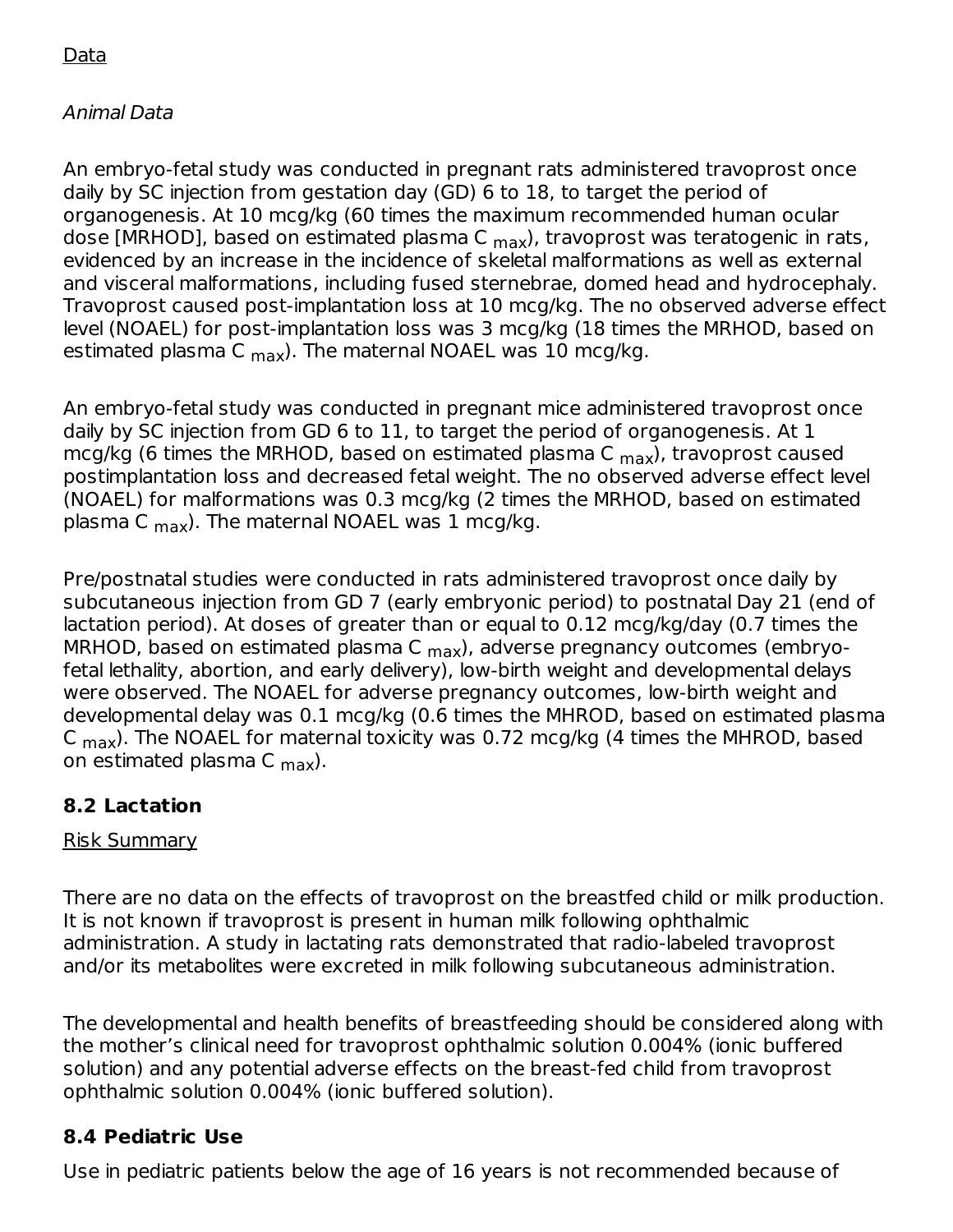Data

*Animal Data*

An embryo-fetal study was conducted in pregnant rats administered travoprost once daily by SC injection from gestation day (GD) 6 to 18, to target the period of organogenesis. At 10 mcg/kg (60 times the maximum recommended human ocular dose [MRHOD], based on estimated plasma $C_{max}$), travoprost was teratogenic in rats, evidenced by an increase in the incidence of skeletal malformations as well as external and visceral malformations, including fused sternebrae, domed head and hydrocephaly. Travoprost caused post-implantation loss at 10 mcg/kg. The no observed adverse effect level (NOAEL) for post-implantation loss was 3 mcg/kg (18 times the MRHOD, based on estimated plasma $C_{max}$). The maternal NOAEL was 10 mcg/kg.

An embryo-fetal study was conducted in pregnant mice administered travoprost once daily by SC injection from GD 6 to 11, to target the period of organogenesis. At 1 mcg/kg (6 times the MRHOD, based on estimated plasma $C_{max}$), travoprost caused postimplantation loss and decreased fetal weight. The no observed adverse effect level (NOAEL) for malformations was 0.3 mcg/kg (2 times the MRHOD, based on estimated plasma $C_{max}$). The maternal NOAEL was 1 mcg/kg.

Pre/postnatal studies were conducted in rats administered travoprost once daily by subcutaneous injection from GD 7 (early embryonic period) to postnatal Day 21 (end of lactation period). At doses of greater than or equal to 0.12 mcg/kg/day (0.7 times the MRHOD, based on estimated plasma $C_{max}$), adverse pregnancy outcomes (embryo-fetal lethality, abortion, and early delivery), low-birth weight and developmental delays were observed. The NOAEL for adverse pregnancy outcomes, low-birth weight and developmental delay was 0.1 mcg/kg (0.6 times the MHROD, based on estimated plasma $C_{max}$). The NOAEL for maternal toxicity was 0.72 mcg/kg (4 times the MHROD, based on estimated plasma $C_{max}$).

## 8.2 Lactation

Risk Summary

There are no data on the effects of travoprost on the breastfed child or milk production. It is not known if travoprost is present in human milk following ophthalmic administration. A study in lactating rats demonstrated that radio-labeled travoprost and/or its metabolites were excreted in milk following subcutaneous administration.

The developmental and health benefits of breastfeeding should be considered along with the mother's clinical need for travoprost ophthalmic solution 0.004% (ionic buffered solution) and any potential adverse effects on the breast-fed child from travoprost ophthalmic solution 0.004% (ionic buffered solution).

## 8.4 Pediatric Use

Use in pediatric patients below the age of 16 years is not recommended because of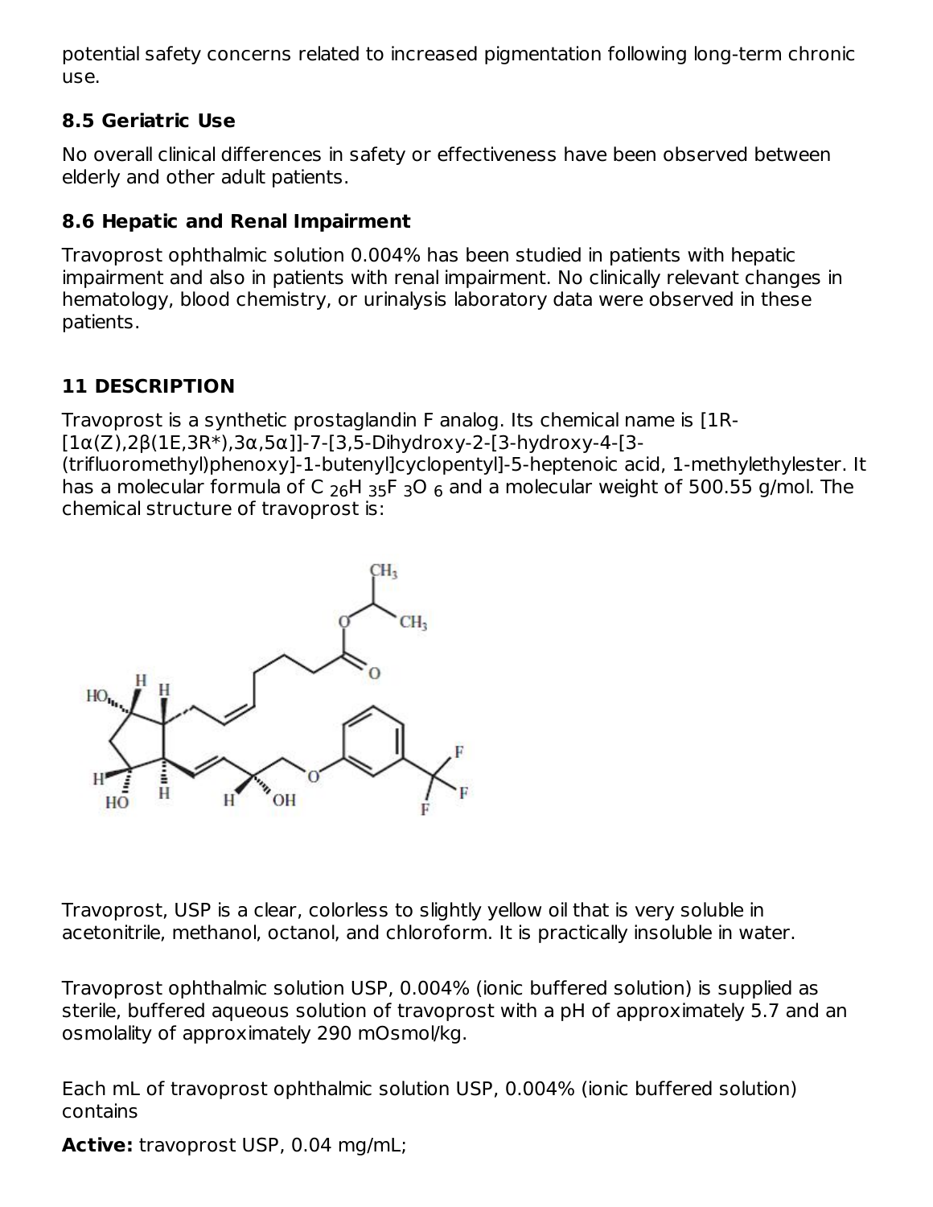potential safety concerns related to increased pigmentation following long-term chronic use.

### 8.5 Geriatric Use

No overall clinical differences in safety or effectiveness have been observed between elderly and other adult patients.

### 8.6 Hepatic and Renal Impairment

Travoprost ophthalmic solution 0.004% has been studied in patients with hepatic impairment and also in patients with renal impairment. No clinically relevant changes in hematology, blood chemistry, or urinalysis laboratory data were observed in these patients.

## 11 DESCRIPTION

Travoprost is a synthetic prostaglandin F analog. Its chemical name is [1R-[1α(Z),2β(1E,3R*),3α,5α]]-7-[3,5-Dihydroxy-2-[3-hydroxy-4-[3-(trifluoromethyl)phenoxy]-1-butenyl]cyclopentyl]-5-heptenoic acid, 1-methylethylester. It has a molecular formula of $C_{26}H_{35}F_3O_6$ and a molecular weight of 500.55 g/mol. The chemical structure of travoprost is:

Travoprost, USP is a clear, colorless to slightly yellow oil that is very soluble in acetonitrile, methanol, octanol, and chloroform. It is practically insoluble in water.

Travoprost ophthalmic solution USP, 0.004% (ionic buffered solution) is supplied as sterile, buffered aqueous solution of travoprost with a pH of approximately 5.7 and an osmolality of approximately 290 mOsmol/kg.

Each mL of travoprost ophthalmic solution USP, 0.004% (ionic buffered solution) contains

**Active:** travoprost USP, 0.04 mg/mL;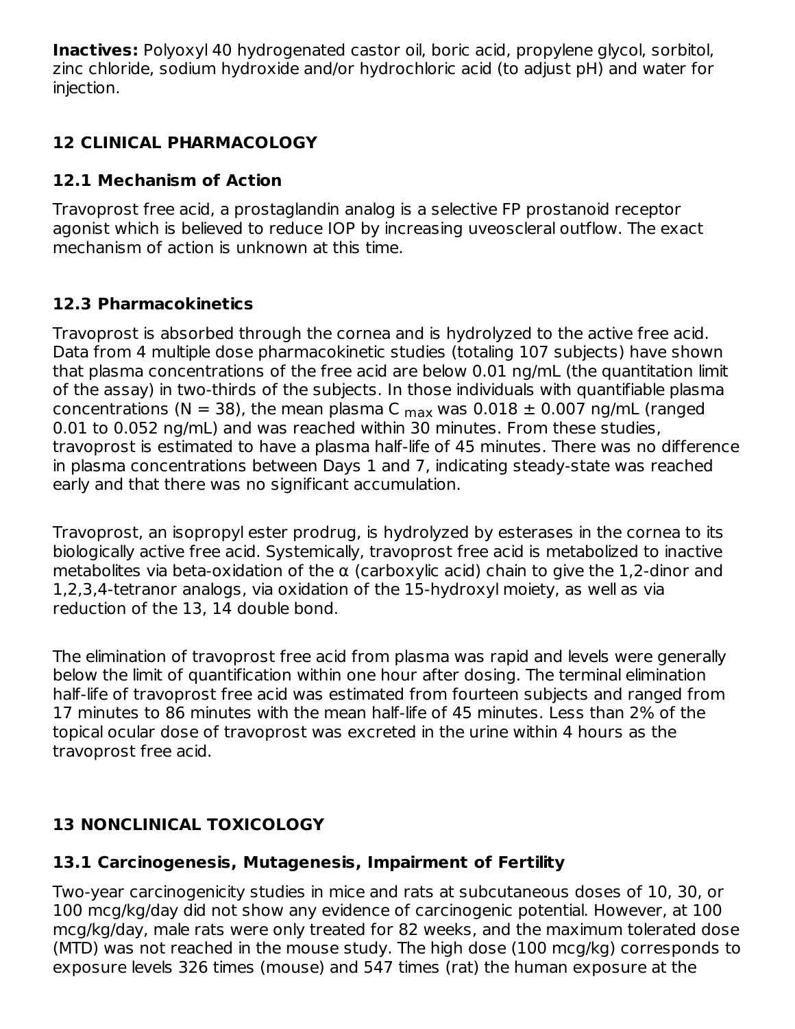**Inactives:** Polyoxyl 40 hydrogenated castor oil, boric acid, propylene glycol, sorbitol, zinc chloride, sodium hydroxide and/or hydrochloric acid (to adjust pH) and water for injection.

## 12 CLINICAL PHARMACOLOGY

### 12.1 Mechanism of Action

Travoprost free acid, a prostaglandin analog is a selective FP prostanoid receptor agonist which is believed to reduce IOP by increasing uveoscleral outflow. The exact mechanism of action is unknown at this time.

### 12.3 Pharmacokinetics

Travoprost is absorbed through the cornea and is hydrolyzed to the active free acid. Data from 4 multiple dose pharmacokinetic studies (totaling 107 subjects) have shown that plasma concentrations of the free acid are below 0.01 ng/mL (the quantitation limit of the assay) in two-thirds of the subjects. In those individuals with quantifiable plasma concentrations (N = 38), the mean plasma $C_{max}$ was 0.018 ± 0.007 ng/mL (ranged 0.01 to 0.052 ng/mL) and was reached within 30 minutes. From these studies, travoprost is estimated to have a plasma half-life of 45 minutes. There was no difference in plasma concentrations between Days 1 and 7, indicating steady-state was reached early and that there was no significant accumulation.

Travoprost, an isopropyl ester prodrug, is hydrolyzed by esterases in the cornea to its biologically active free acid. Systemically, travoprost free acid is metabolized to inactive metabolites via beta-oxidation of the α (carboxylic acid) chain to give the 1,2-dinor and 1,2,3,4-tetranor analogs, via oxidation of the 15-hydroxyl moiety, as well as via reduction of the 13, 14 double bond.

The elimination of travoprost free acid from plasma was rapid and levels were generally below the limit of quantification within one hour after dosing. The terminal elimination half-life of travoprost free acid was estimated from fourteen subjects and ranged from 17 minutes to 86 minutes with the mean half-life of 45 minutes. Less than 2% of the topical ocular dose of travoprost was excreted in the urine within 4 hours as the travoprost free acid.

## 13 NONCLINICAL TOXICOLOGY

### 13.1 Carcinogenesis, Mutagenesis, Impairment of Fertility

Two-year carcinogenicity studies in mice and rats at subcutaneous doses of 10, 30, or 100 mcg/kg/day did not show any evidence of carcinogenic potential. However, at 100 mcg/kg/day, male rats were only treated for 82 weeks, and the maximum tolerated dose (MTD) was not reached in the mouse study. The high dose (100 mcg/kg) corresponds to exposure levels 326 times (mouse) and 547 times (rat) the human exposure at the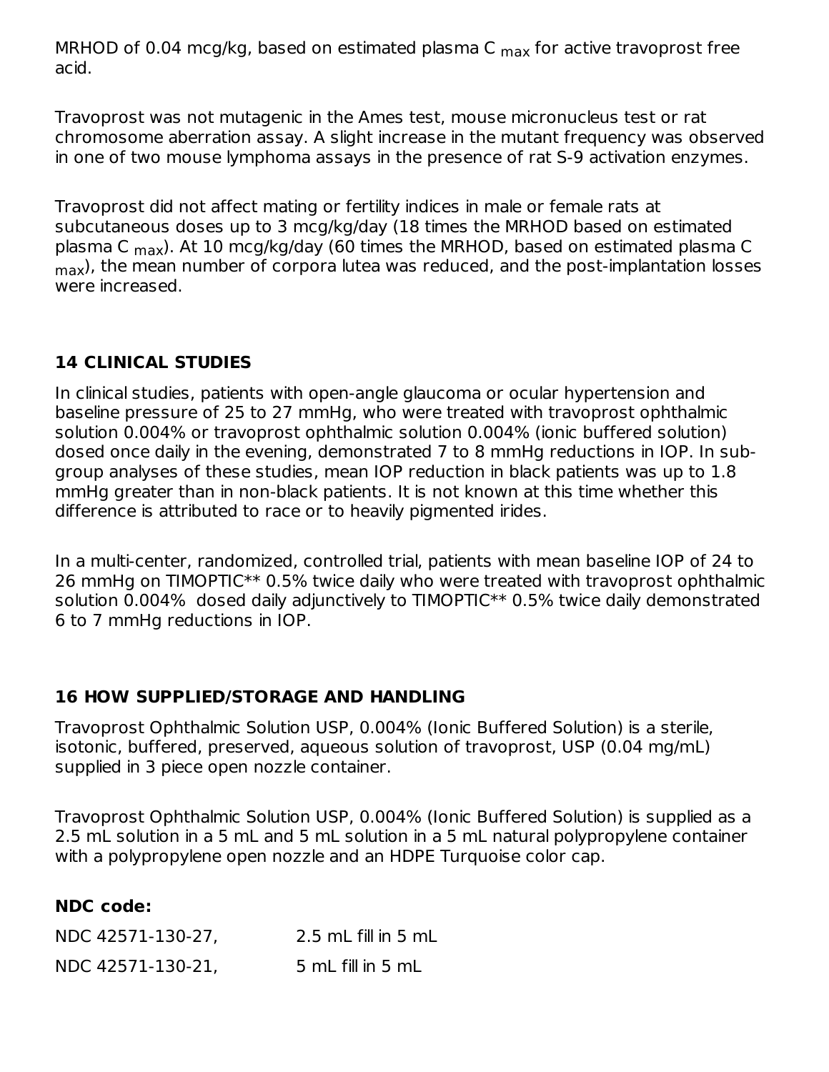MRHOD of 0.04 mcg/kg, based on estimated plasma $C_{max}$ for active travoprost free acid.

Travoprost was not mutagenic in the Ames test, mouse micronucleus test or rat chromosome aberration assay. A slight increase in the mutant frequency was observed in one of two mouse lymphoma assays in the presence of rat S-9 activation enzymes.

Travoprost did not affect mating or fertility indices in male or female rats at subcutaneous doses up to 3 mcg/kg/day (18 times the MRHOD based on estimated plasma $C_{max}$). At 10 mcg/kg/day (60 times the MRHOD, based on estimated plasma $C_{max}$), the mean number of corpora lutea was reduced, and the post-implantation losses were increased.

## 14 CLINICAL STUDIES

In clinical studies, patients with open-angle glaucoma or ocular hypertension and baseline pressure of 25 to 27 mmHg, who were treated with travoprost ophthalmic solution 0.004% or travoprost ophthalmic solution 0.004% (ionic buffered solution) dosed once daily in the evening, demonstrated 7 to 8 mmHg reductions in IOP. In sub-group analyses of these studies, mean IOP reduction in black patients was up to 1.8 mmHg greater than in non-black patients. It is not known at this time whether this difference is attributed to race or to heavily pigmented irides.

In a multi-center, randomized, controlled trial, patients with mean baseline IOP of 24 to 26 mmHg on TIMOPTIC** 0.5% twice daily who were treated with travoprost ophthalmic solution 0.004% dosed daily adjunctively to TIMOPTIC** 0.5% twice daily demonstrated 6 to 7 mmHg reductions in IOP.

## 16 HOW SUPPLIED/STORAGE AND HANDLING

Travoprost Ophthalmic Solution USP, 0.004% (Ionic Buffered Solution) is a sterile, isotonic, buffered, preserved, aqueous solution of travoprost, USP (0.04 mg/mL) supplied in 3 piece open nozzle container.

Travoprost Ophthalmic Solution USP, 0.004% (Ionic Buffered Solution) is supplied as a 2.5 mL solution in a 5 mL and 5 mL solution in a 5 mL natural polypropylene container with a polypropylene open nozzle and an HDPE Turquoise color cap.

**NDC code:**

NDC 42571-130-27, 2.5 mL fill in 5 mL

NDC 42571-130-21, 5 mL fill in 5 mL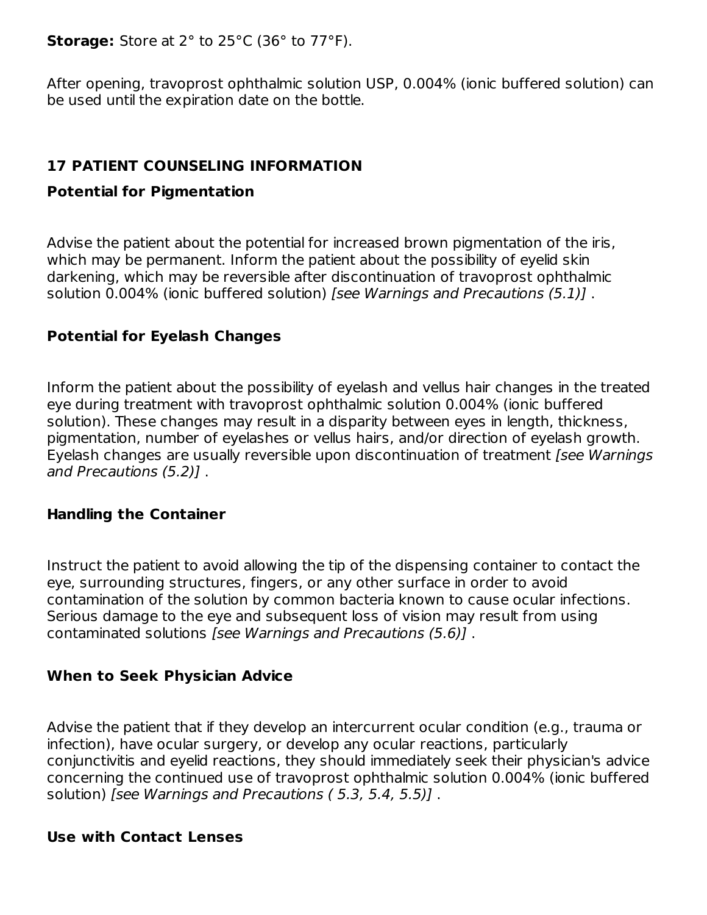**Storage:** Store at 2° to 25°C (36° to 77°F).

After opening, travoprost ophthalmic solution USP, 0.004% (ionic buffered solution) can be used until the expiration date on the bottle.

## 17 PATIENT COUNSELING INFORMATION

### Potential for Pigmentation

Advise the patient about the potential for increased brown pigmentation of the iris, which may be permanent. Inform the patient about the possibility of eyelid skin darkening, which may be reversible after discontinuation of travoprost ophthalmic solution 0.004% (ionic buffered solution) *[see Warnings and Precautions (5.1)]* .

### Potential for Eyelash Changes

Inform the patient about the possibility of eyelash and vellus hair changes in the treated eye during treatment with travoprost ophthalmic solution 0.004% (ionic buffered solution). These changes may result in a disparity between eyes in length, thickness, pigmentation, number of eyelashes or vellus hairs, and/or direction of eyelash growth. Eyelash changes are usually reversible upon discontinuation of treatment *[see Warnings and Precautions (5.2)]* .

### Handling the Container

Instruct the patient to avoid allowing the tip of the dispensing container to contact the eye, surrounding structures, fingers, or any other surface in order to avoid contamination of the solution by common bacteria known to cause ocular infections. Serious damage to the eye and subsequent loss of vision may result from using contaminated solutions *[see Warnings and Precautions (5.6)]* .

### When to Seek Physician Advice

Advise the patient that if they develop an intercurrent ocular condition (e.g., trauma or infection), have ocular surgery, or develop any ocular reactions, particularly conjunctivitis and eyelid reactions, they should immediately seek their physician's advice concerning the continued use of travoprost ophthalmic solution 0.004% (ionic buffered solution) *[see Warnings and Precautions ( 5.3, 5.4, 5.5)]* .

### Use with Contact Lenses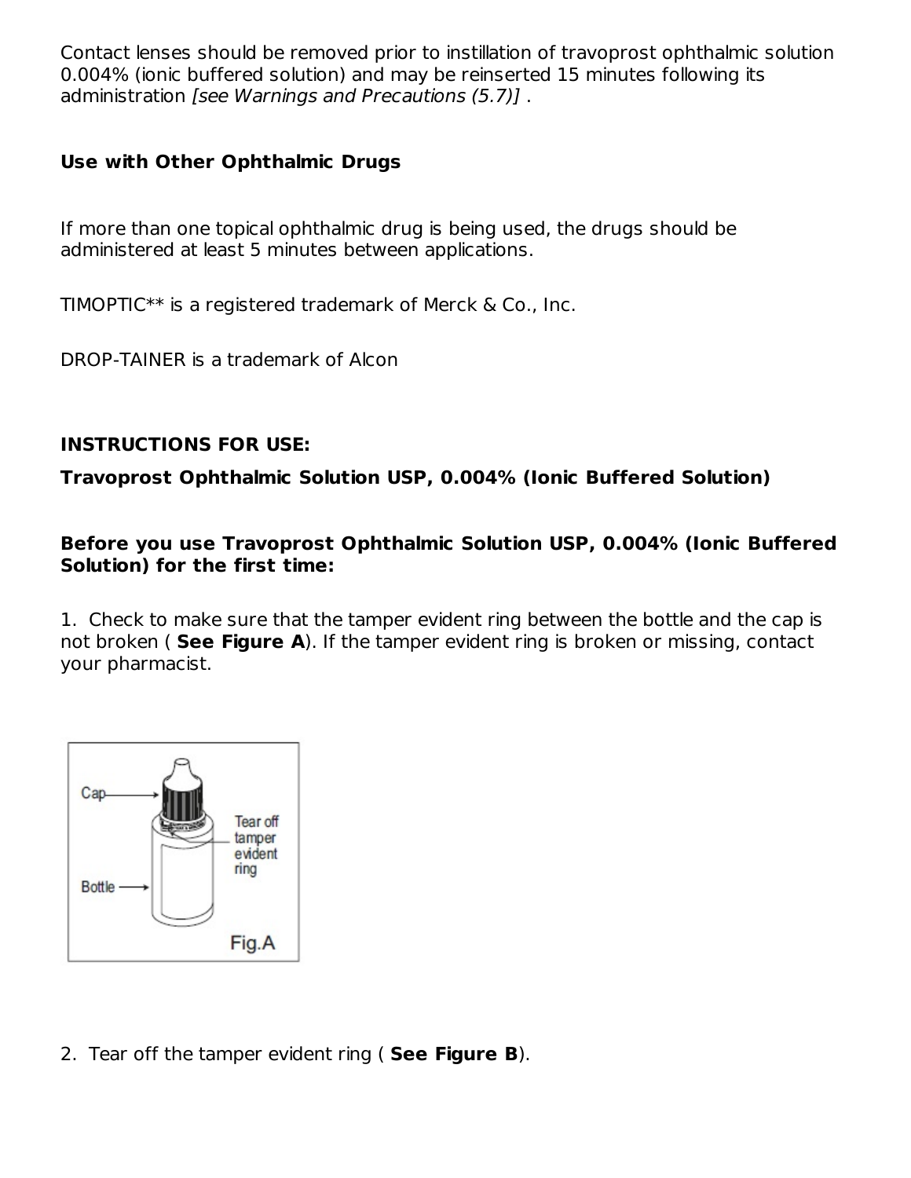Contact lenses should be removed prior to instillation of travoprost ophthalmic solution 0.004% (ionic buffered solution) and may be reinserted 15 minutes following its administration *[see Warnings and Precautions (5.7)]* .

**Use with Other Ophthalmic Drugs**

If more than one topical ophthalmic drug is being used, the drugs should be administered at least 5 minutes between applications.

TIMOPTIC** is a registered trademark of Merck & Co., Inc.

DROP-TAINER is a trademark of Alcon

**INSTRUCTIONS FOR USE:**

**Travoprost Ophthalmic Solution USP, 0.004% (Ionic Buffered Solution)**

**Before you use Travoprost Ophthalmic Solution USP, 0.004% (Ionic Buffered Solution) for the first time:**

1. Check to make sure that the tamper evident ring between the bottle and the cap is not broken ( **See Figure A**). If the tamper evident ring is broken or missing, contact your pharmacist.

Cap

Bottle

Tear off tamper evident ring

Fig.A

2. Tear off the tamper evident ring ( **See Figure B**).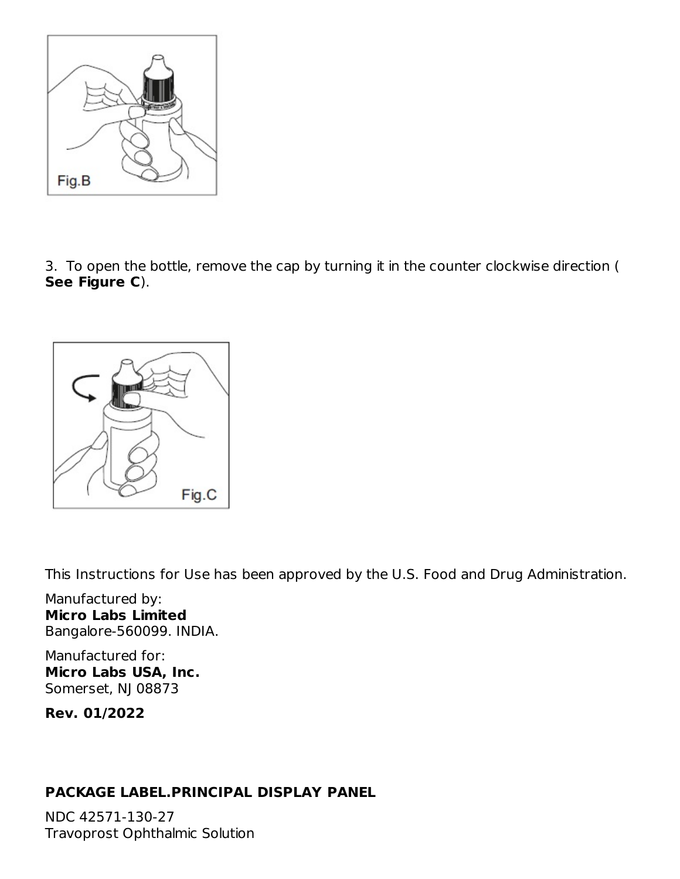Fig.B

3. To open the bottle, remove the cap by turning it in the counter clockwise direction ( **See Figure C**).

Fig.C

This Instructions for Use has been approved by the U.S. Food and Drug Administration.

Manufactured by:
**Micro Labs Limited**
Bangalore-560099. INDIA.

Manufactured for:
**Micro Labs USA, Inc.**
Somerset, NJ 08873

**Rev. 01/2022**

**PACKAGE LABEL.PRINCIPAL DISPLAY PANEL**

NDC 42571-130-27
Travoprost Ophthalmic Solution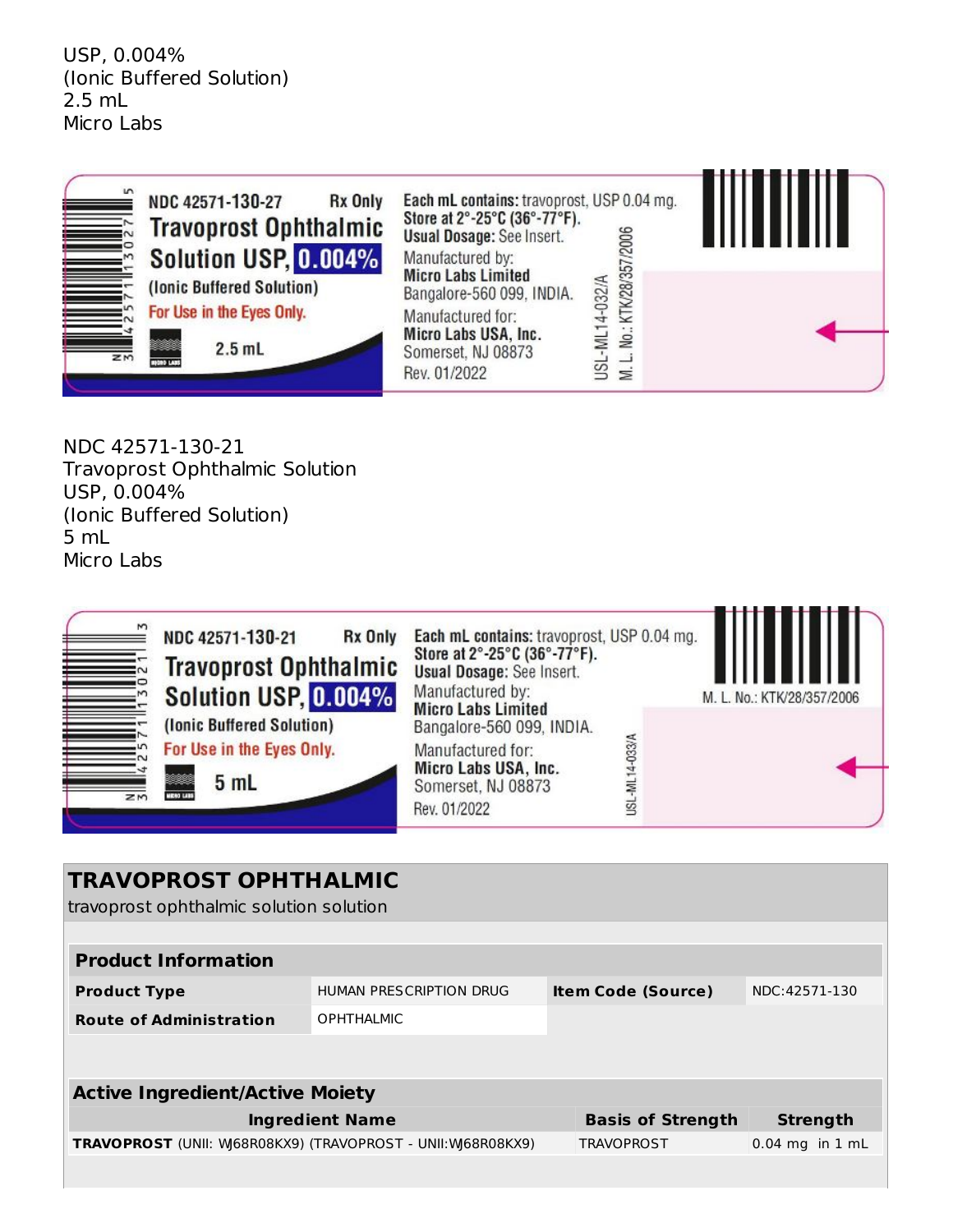USP, 0.004%
(Ionic Buffered Solution)
2.5 mL
Micro Labs

NDC 42571-130-27 Rx Only
Travoprost Ophthalmic Solution USP, 0.004%
(Ionic Buffered Solution)
For Use in the Eyes Only.
2.5 mL

Each mL contains: travoprost, USP 0.04 mg.
Store at 2°-25°C (36°-77°F).
Usual Dosage: See Insert.
Manufactured by:
Micro Labs Limited
Bangalore-560 099, INDIA.
Manufactured for:
Micro Labs USA, Inc.
Somerset, NJ 08873
Rev. 01/2022

USL-ML14-032/A
M. L. No: KTK/28/357/2006

NDC 42571-130-21
Travoprost Ophthalmic Solution
USP, 0.004%
(Ionic Buffered Solution)
5 mL
Micro Labs

NDC 42571-130-21 Rx Only
Travoprost Ophthalmic Solution USP, 0.004%
(Ionic Buffered Solution)
For Use in the Eyes Only.
5 mL

Each mL contains: travoprost, USP 0.04 mg.
Store at 2°-25°C (36°-77°F).
Usual Dosage: See Insert.
Manufactured by:
Micro Labs Limited
Bangalore-560 099, INDIA.
Manufactured for:
Micro Labs USA, Inc.
Somerset, NJ 08873
Rev. 01/2022

USL-ML14-033/A
M. L. No.: KTK/28/357/2006

## TRAVOPROST OPHTHALMIC

travoprost ophthalmic solution solution

| Product Information | | | |
|---|---|---|---|
| **Product Type** | HUMAN PRESCRIPTION DRUG | **Item Code (Source)** | NDC:42571-130 |
| **Route of Administration** | OPHTHALMIC | | |

| Active Ingredient/Active Moiety | | |
|---|---|---|
| **Ingredient Name** | **Basis of Strength** | **Strength** |
| **TRAVOPROST** (UNII: WJ68R08KX9) (TRAVOPROST - UNII:WJ68R08KX9) | TRAVOPROST | 0.04 mg in 1 mL |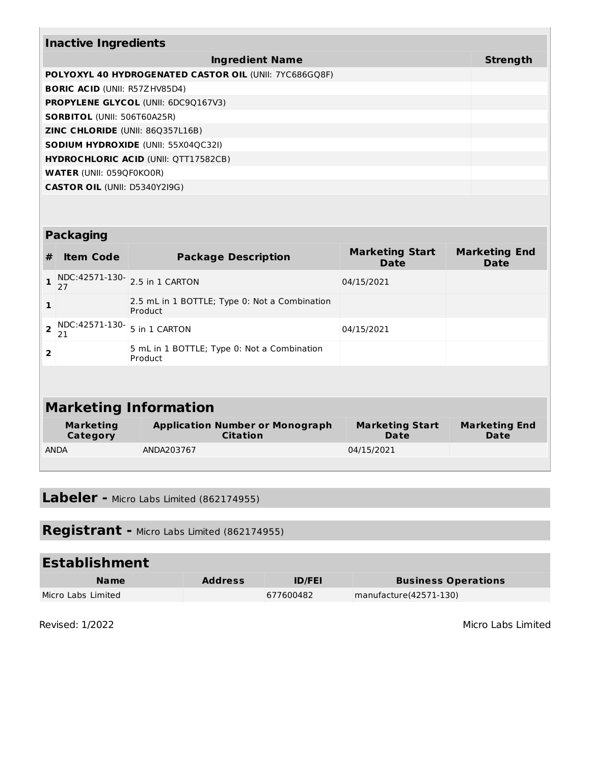| Inactive Ingredients | |
|---|---|
| **Ingredient Name** | **Strength** |
| **POLYOXYL 40 HYDROGENATED CASTOR OIL** (UNII: 7YC686GQ8F) | |
| **BORIC ACID** (UNII: R57ZHV85D4) | |
| **PROPYLENE GLYCOL** (UNII: 6DC9Q167V3) | |
| **SORBITOL** (UNII: 506T60A25R) | |
| **ZINC CHLORIDE** (UNII: 86Q357L16B) | |
| **SODIUM HYDROXIDE** (UNII: 55X04QC32I) | |
| **HYDROCHLORIC ACID** (UNII: QTT17582CB) | |
| **WATER** (UNII: 059QF0KO0R) | |
| **CASTOR OIL** (UNII: D5340Y2I9G) | |

| Packaging | | | | |
|---|---|---|---|---|
| **#** | **Item Code** | **Package Description** | **Marketing Start Date** | **Marketing End Date** |
| 1 | NDC:42571-130-27 | 2.5 in 1 CARTON | 04/15/2021 | |
| 1 | | 2.5 mL in 1 BOTTLE; Type 0: Not a Combination Product | | |
| 2 | NDC:42571-130-21 | 5 in 1 CARTON | 04/15/2021 | |
| 2 | | 5 mL in 1 BOTTLE; Type 0: Not a Combination Product | | |

| Marketing Information | | | |
|---|---|---|---|
| **Marketing Category** | **Application Number or Monograph Citation** | **Marketing Start Date** | **Marketing End Date** |
| ANDA | ANDA203767 | 04/15/2021 | |

## Labeler - Micro Labs Limited (862174955)

## Registrant - Micro Labs Limited (862174955)

| Establishment | | | |
|---|---|---|---|
| **Name** | **Address** | **ID/FEI** | **Business Operations** |
| Micro Labs Limited | | 677600482 | manufacture(42571-130) |

Revised: 1/2022

Micro Labs Limited